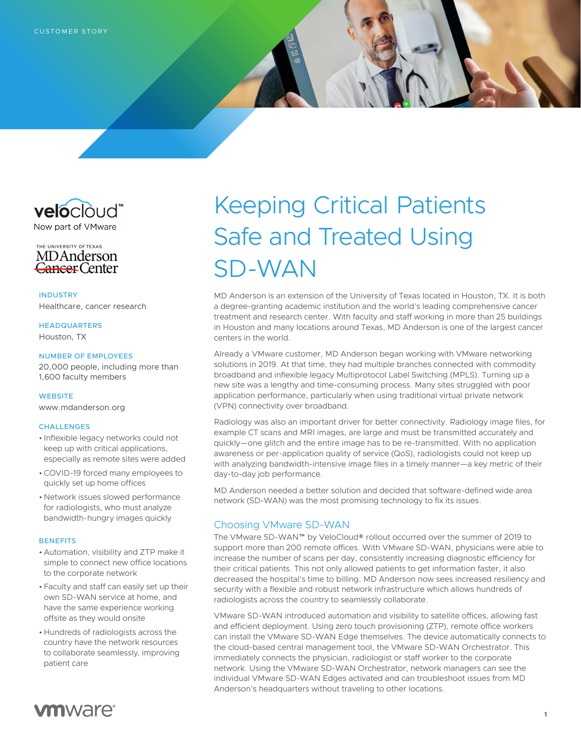CUSTOMER STORY

# Keeping Critical Patients Safe and Treated Using SD-WAN

**INDUSTRY**
Healthcare, cancer research

**HEADQUARTERS**
Houston, TX

**NUMBER OF EMPLOYEES**
20,000 people, including more than 1,600 faculty members

**WEBSITE**
www.mdanderson.org

**CHALLENGES**

- Inflexible legacy networks could not keep up with critical applications, especially as remote sites were added
- COVID-19 forced many employees to quickly set up home offices
- Network issues slowed performance for radiologists, who must analyze bandwidth-hungry images quickly

**BENEFITS**

- Automation, visibility and ZTP make it simple to connect new office locations to the corporate network
- Faculty and staff can easily set up their own SD-WAN service at home, and have the same experience working offsite as they would onsite
- Hundreds of radiologists across the country have the network resources to collaborate seamlessly, improving patient care

MD Anderson is an extension of the University of Texas located in Houston, TX. It is both a degree-granting academic institution and the world's leading comprehensive cancer treatment and research center. With faculty and staff working in more than 25 buildings in Houston and many locations around Texas, MD Anderson is one of the largest cancer centers in the world.

Already a VMware customer, MD Anderson began working with VMware networking solutions in 2019. At that time, they had multiple branches connected with commodity broadband and inflexible legacy Multiprotocol Label Switching (MPLS). Turning up a new site was a lengthy and time-consuming process. Many sites struggled with poor application performance, particularly when using traditional virtual private network (VPN) connectivity over broadband.

Radiology was also an important driver for better connectivity. Radiology image files, for example CT scans and MRI images, are large and must be transmitted accurately and quickly—one glitch and the entire image has to be re-transmitted. With no application awareness or per-application quality of service (QoS), radiologists could not keep up with analyzing bandwidth-intensive image files in a timely manner—a key metric of their day-to-day job performance.

MD Anderson needed a better solution and decided that software-defined wide area network (SD-WAN) was the most promising technology to fix its issues.

## Choosing VMware SD-WAN

The VMware SD-WAN™ by VeloCloud® rollout occurred over the summer of 2019 to support more than 200 remote offices. With VMware SD-WAN, physicians were able to increase the number of scans per day, consistently increasing diagnostic efficiency for their critical patients. This not only allowed patients to get information faster, it also decreased the hospital's time to billing. MD Anderson now sees increased resiliency and security with a flexible and robust network infrastructure which allows hundreds of radiologists across the country to seamlessly collaborate.

VMware SD-WAN introduced automation and visibility to satellite offices, allowing fast and efficient deployment. Using zero touch provisioning (ZTP), remote office workers can install the VMware SD-WAN Edge themselves. The device automatically connects to the cloud-based central management tool, the VMware SD-WAN Orchestrator. This immediately connects the physician, radiologist or staff worker to the corporate network. Using the VMware SD-WAN Orchestrator, network managers can see the individual VMware SD-WAN Edges activated and can troubleshoot issues from MD Anderson's headquarters without traveling to other locations.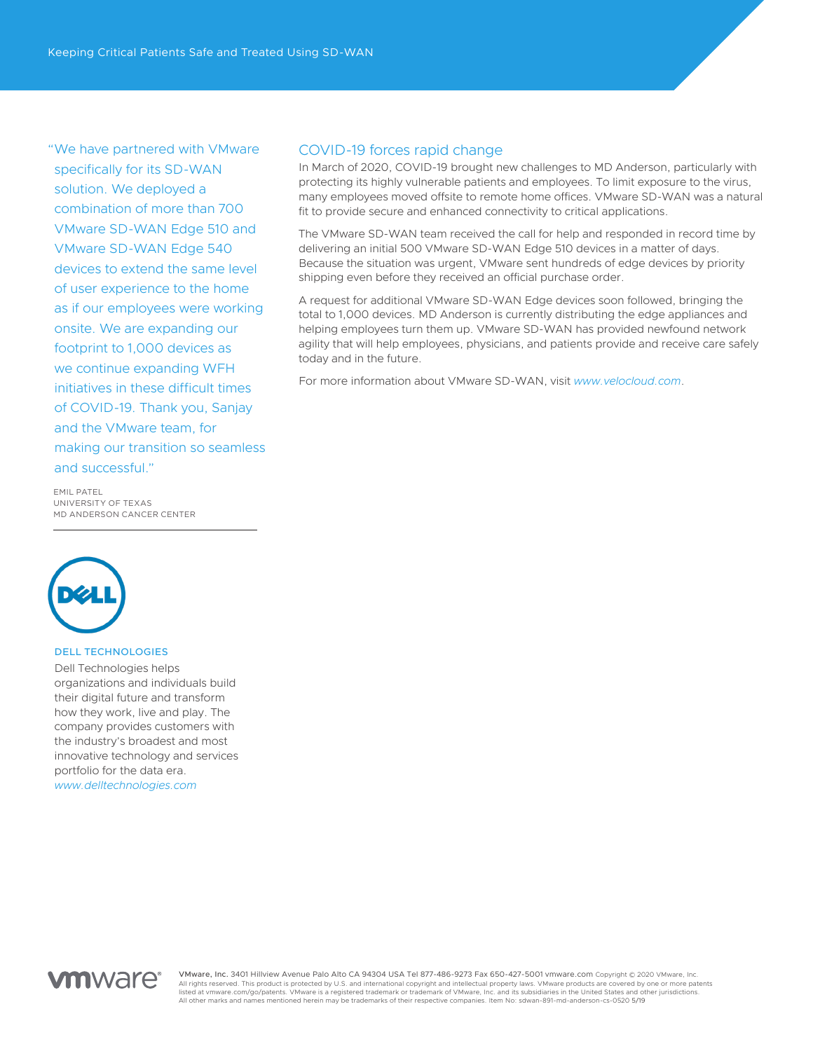"We have partnered with VMware specifically for its SD-WAN solution. We deployed a combination of more than 700 VMware SD-WAN Edge 510 and VMware SD-WAN Edge 540 devices to extend the same level of user experience to the home as if our employees were working onsite. We are expanding our footprint to 1,000 devices as we continue expanding WFH initiatives in these difficult times of COVID-19. Thank you, Sanjay and the VMware team, for making our transition so seamless and successful."

EMIL PATEL
UNIVERSITY OF TEXAS
MD ANDERSON CANCER CENTER

## COVID-19 forces rapid change

In March of 2020, COVID-19 brought new challenges to MD Anderson, particularly with protecting its highly vulnerable patients and employees. To limit exposure to the virus, many employees moved offsite to remote home offices. VMware SD-WAN was a natural fit to provide secure and enhanced connectivity to critical applications.

The VMware SD-WAN team received the call for help and responded in record time by delivering an initial 500 VMware SD-WAN Edge 510 devices in a matter of days. Because the situation was urgent, VMware sent hundreds of edge devices by priority shipping even before they received an official purchase order.

A request for additional VMware SD-WAN Edge devices soon followed, bringing the total to 1,000 devices. MD Anderson is currently distributing the edge appliances and helping employees turn them up. VMware SD-WAN has provided newfound network agility that will help employees, physicians, and patients provide and receive care safely today and in the future.

For more information about VMware SD-WAN, visit *www.velocloud.com*.

DELL TECHNOLOGIES

Dell Technologies helps organizations and individuals build their digital future and transform how they work, live and play. The company provides customers with the industry's broadest and most innovative technology and services portfolio for the data era.
*www.delltechnologies.com*

VMware, Inc. 3401 Hillview Avenue Palo Alto CA 94304 USA Tel 877-486-9273 Fax 650-427-5001 vmware.com Copyright © 2020 VMware, Inc. All rights reserved. This product is protected by U.S. and international copyright and intellectual property laws. VMware products are covered by one or more patents listed at vmware.com/go/patents. VMware is a registered trademark or trademark of VMware, Inc. and its subsidiaries in the United States and other jurisdictions. All other marks and names mentioned herein may be trademarks of their respective companies. Item No: sdwan-891-md-anderson-cs-0520 5/19